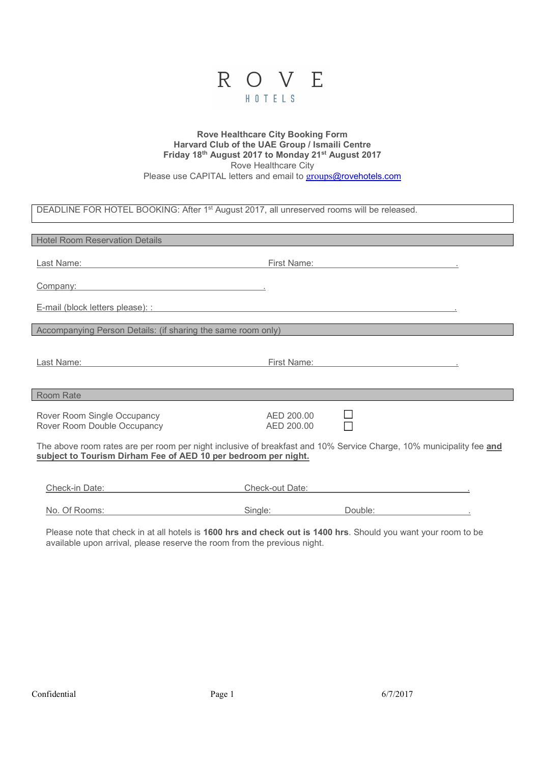# ROVE HOTELS

**Rove Healthcare City Booking Form**
**Harvard Club of the UAE Group / Ismaili Centre**
**Friday 18th August 2017 to Monday 21st August 2017**
Rove Healthcare City
Please use CAPITAL letters and email to groups@rovehotels.com

DEADLINE FOR HOTEL BOOKING: After 1st August 2017, all unreserved rooms will be released.

## Hotel Room Reservation Details

Last Name: ____________________ First Name: ____________________.

Company: ____________________.

E-mail (block letters please): : ____________________.

## Accompanying Person Details: (if sharing the same room only)

Last Name: ____________________ First Name: ____________________.

## Room Rate

| | | |
|---|---|---|
| Rover Room Single Occupancy | AED 200.00 | ☐ |
| Rover Room Double Occupancy | AED 200.00 | ☐ |

The above room rates are per room per night inclusive of breakfast and 10% Service Charge, 10% municipality fee **and subject to Tourism Dirham Fee of AED 10 per bedroom per night.**

Check-in Date: ____________________ Check-out Date: ____________________.

No. Of Rooms: ____________________ Single: ____________ Double: ____________.

Please note that check in at all hotels is **1600 hrs and check out is 1400 hrs**. Should you want your room to be available upon arrival, please reserve the room from the previous night.

Confidential 6/7/2017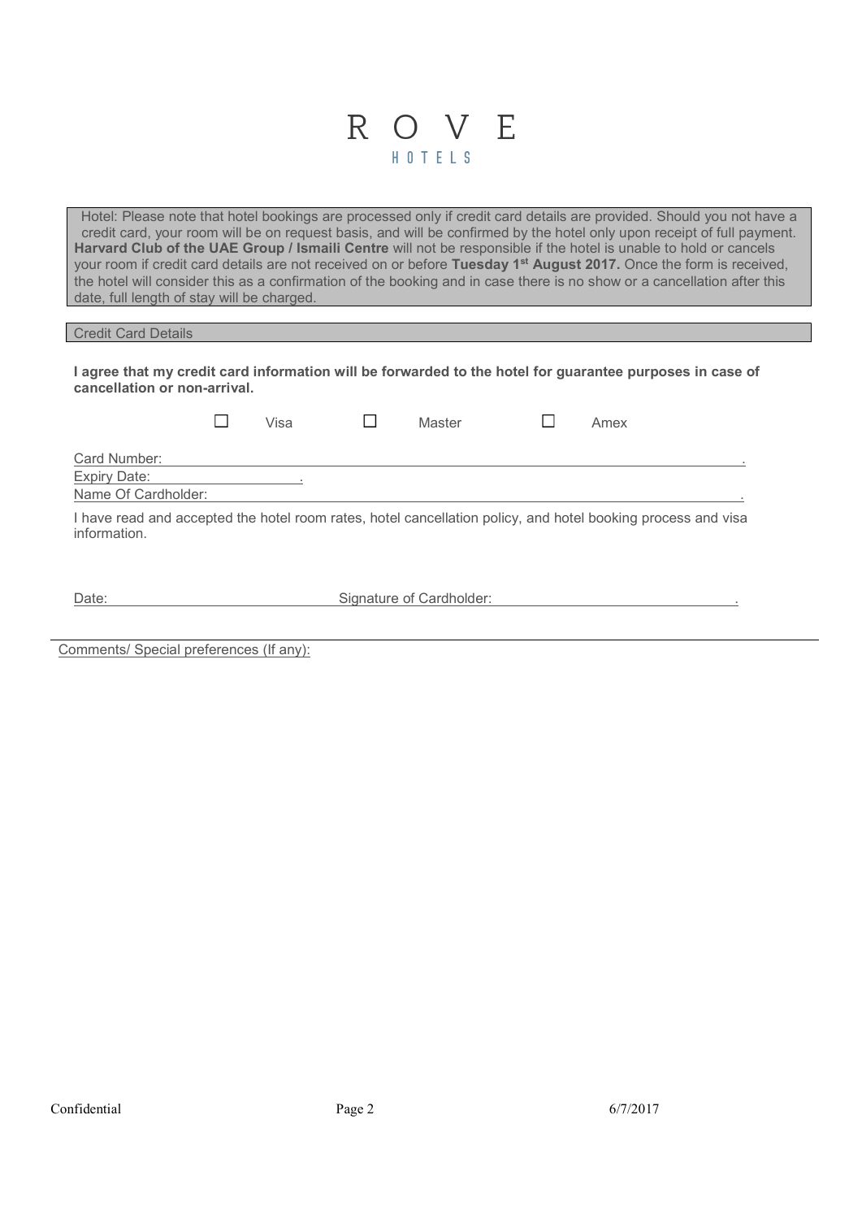# ROVE HOTELS

Hotel: Please note that hotel bookings are processed only if credit card details are provided. Should you not have a credit card, your room will be on request basis, and will be confirmed by the hotel only upon receipt of full payment. **Harvard Club of the UAE Group / Ismaili Centre** will not be responsible if the hotel is unable to hold or cancels your room if credit card details are not received on or before **Tuesday 1st August 2017.** Once the form is received, the hotel will consider this as a confirmation of the booking and in case there is no show or a cancellation after this date, full length of stay will be charged.

Credit Card Details

**I agree that my credit card information will be forwarded to the hotel for guarantee purposes in case of cancellation or non-arrival.**

☐ Visa ☐ Master ☐ Amex

Card Number: ______________________________________________ .

Expiry Date: ______________ .

Name Of Cardholder: ______________________________________________ .

I have read and accepted the hotel room rates, hotel cancellation policy, and hotel booking process and visa information.

Date: ____________________ Signature of Cardholder: ____________________ .

Comments/ Special preferences (If any):

Confidential

6/7/2017